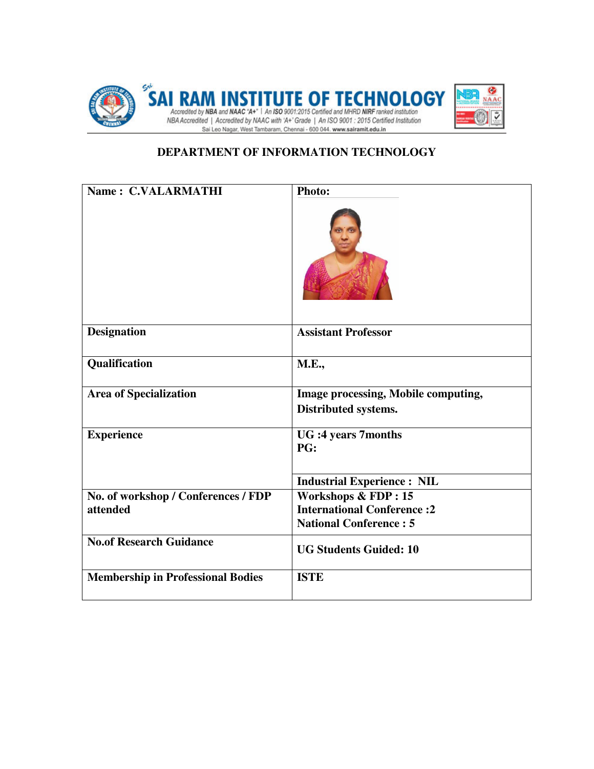# SAI RAM INSTITUTE OF TECHNOLOGY

Accredited by NBA and NAAC "A+" | An ISO 9001:2015 Certified and MHRD NIRF ranked institution
NBA Accredited | Accredited by NAAC with 'A+' Grade | An ISO 9001 : 2015 Certified Institution
Sai Leo Nagar, West Tambaram, Chennai - 600 044. www.sairamit.edu.in

## DEPARTMENT OF INFORMATION TECHNOLOGY

| **Name : C.VALARMATHI** | **Photo:** |
|---|---|
| **Designation** | **Assistant Professor** |
| **Qualification** | **M.E.,** |
| **Area of Specialization** | **Image processing, Mobile computing, Distributed systems.** |
| **Experience** | **UG :4 years 7months**<br>**PG:** |
| | **Industrial Experience : NIL** |
| **No. of workshop / Conferences / FDP attended** | **Workshops & FDP : 15**<br>**International Conference :2**<br>**National Conference : 5** |
| **No.of Research Guidance** | **UG Students Guided: 10** |
| **Membership in Professional Bodies** | **ISTE** |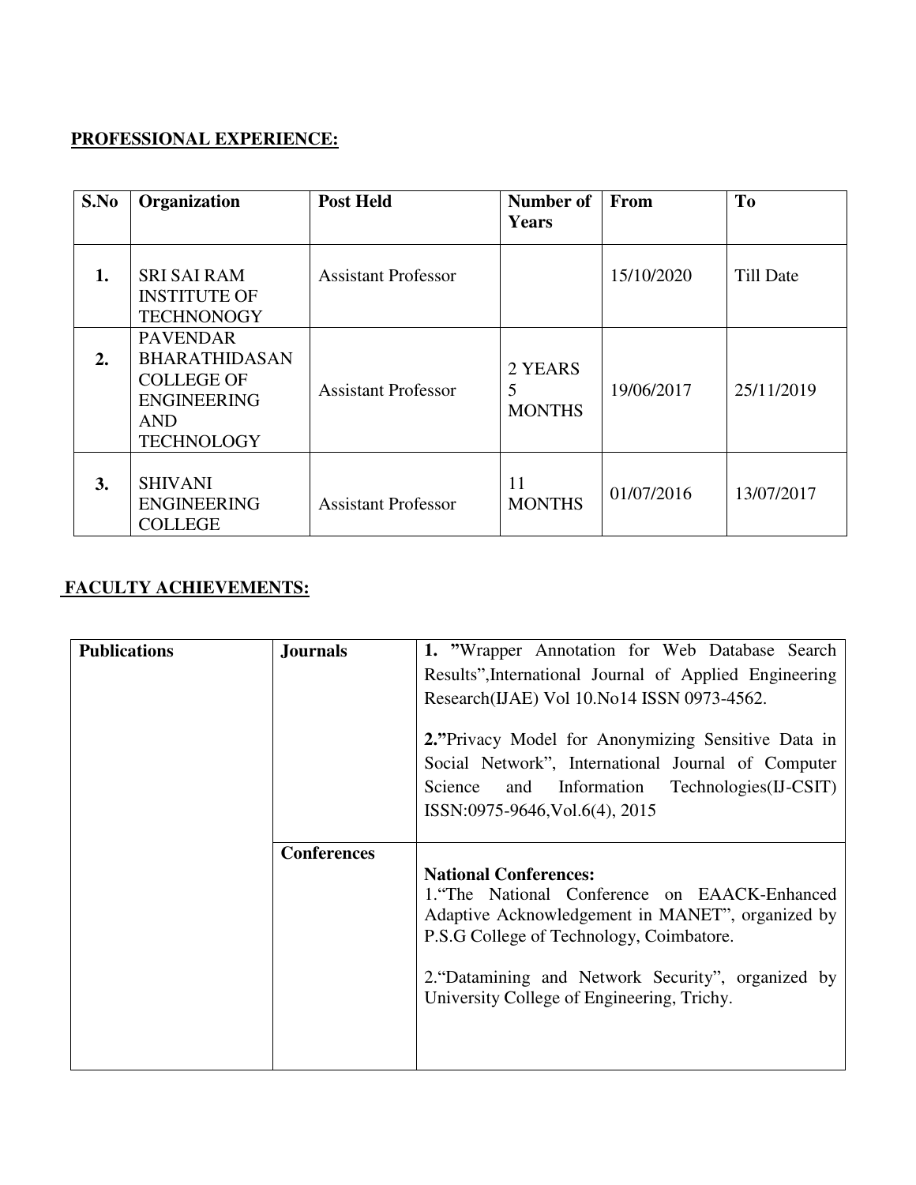**PROFESSIONAL EXPERIENCE:**

| S.No | Organization | Post Held | Number of Years | From | To |
|---|---|---|---|---|---|
| **1.** | SRI SAI RAM INSTITUTE OF TECHNONOGY | Assistant Professor | | 15/10/2020 | Till Date |
| **2.** | PAVENDAR BHARATHIDASAN COLLEGE OF ENGINEERING AND TECHNOLOGY | Assistant Professor | 2 YEARS 5 MONTHS | 19/06/2017 | 25/11/2019 |
| **3.** | SHIVANI ENGINEERING COLLEGE | Assistant Professor | 11 MONTHS | 01/07/2016 | 13/07/2017 |

**FACULTY ACHIEVEMENTS:**

| **Publications** | **Journals** | **1.** "Wrapper Annotation for Web Database Search Results",International Journal of Applied Engineering Research(IJAE) Vol 10.No14 ISSN 0973-4562.<br><br>**2.**"Privacy Model for Anonymizing Sensitive Data in Social Network", International Journal of Computer Science and Information Technologies(IJ-CSIT) ISSN:0975-9646,Vol.6(4), 2015 |
|---|---|---|
| | **Conferences** | **National Conferences:**<br>1."The National Conference on EAACK-Enhanced Adaptive Acknowledgement in MANET", organized by P.S.G College of Technology, Coimbatore.<br><br>2."Datamining and Network Security", organized by University College of Engineering, Trichy. |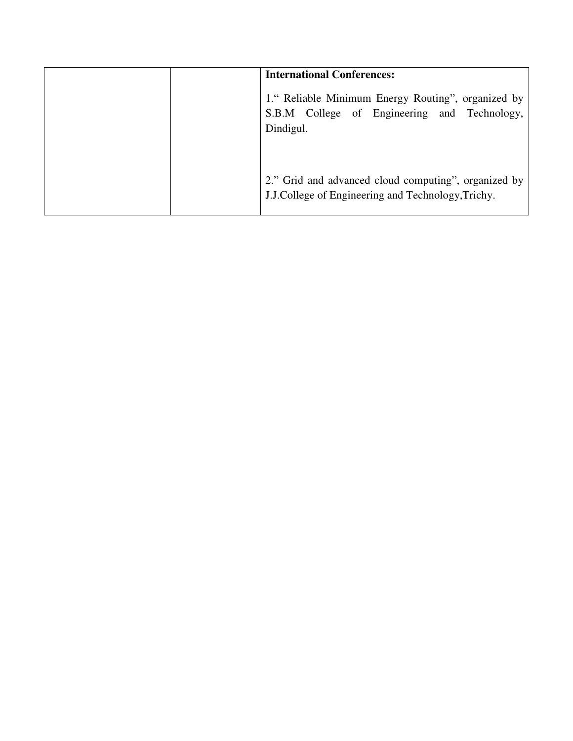| | | |
|---|---|---|
| | | **International Conferences:**<br><br>1." Reliable Minimum Energy Routing", organized by S.B.M College of Engineering and Technology, Dindigul.<br><br>2." Grid and advanced cloud computing", organized by J.J.College of Engineering and Technology,Trichy. |